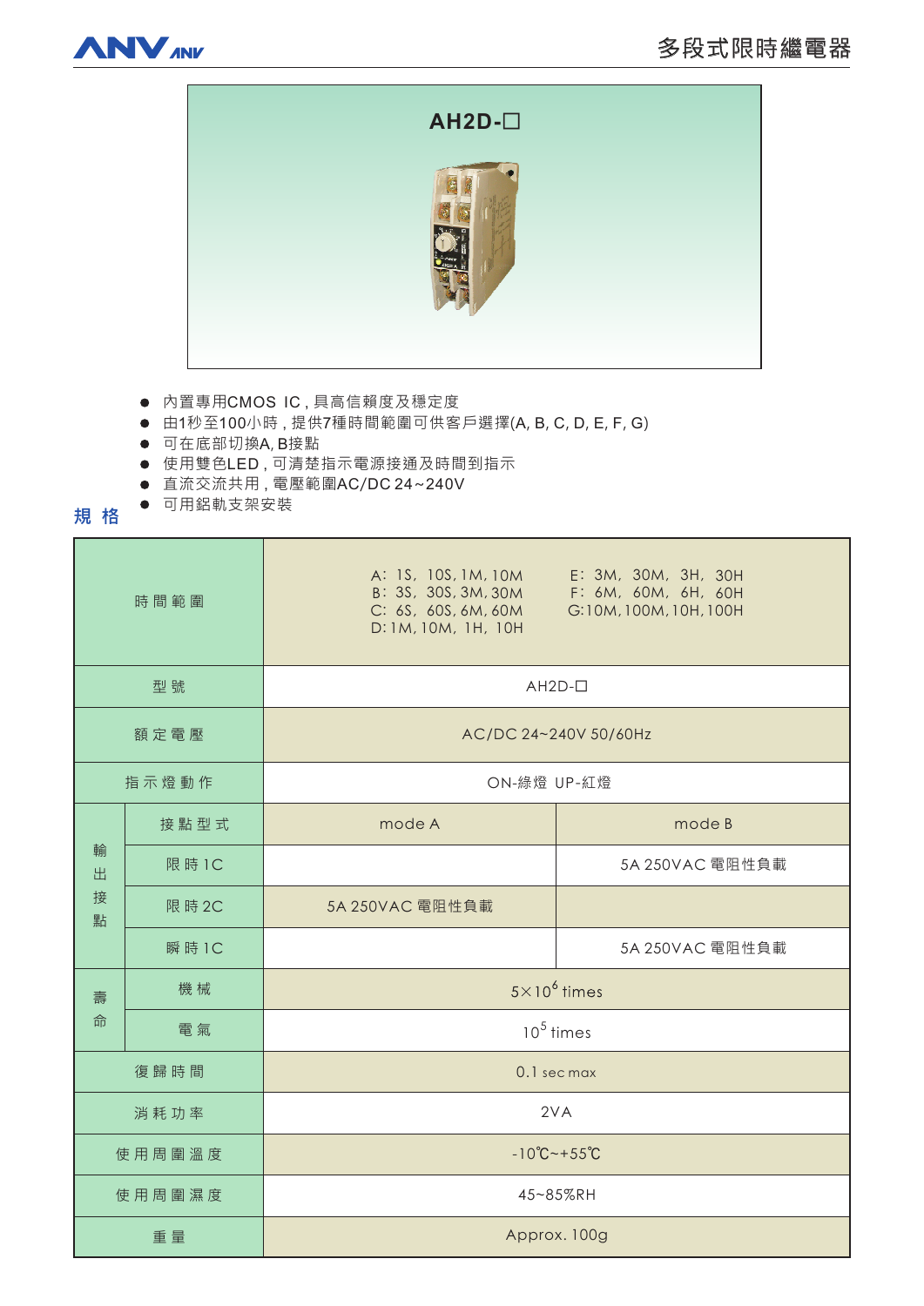# 多段式限時繼電器

## AH2D-☐

- 內置專用CMOS IC，具高信賴度及穩定度
- 由1秒至100小時，提供7種時間範圍可供客戶選擇(A, B, C, D, E, F, G)
- 可在底部切換A, B接點
- 使用雙色LED，可清楚指示電源接通及時間到指示
- 直流交流共用，電壓範圍AC/DC 24~240V
- 可用鋁軌支架安裝

## 規 格

| 項目 | | mode A | mode B |
|---|---|---|---|
| 時間範圍 | | A: 1S, 10S, 1M, 10M<br>B: 3S, 30S, 3M, 30M<br>C: 6S, 60S, 6M, 60M<br>D: 1M, 10M, 1H, 10H | E: 3M, 30M, 3H, 30H<br>F: 6M, 60M, 6H, 60H<br>G: 10M, 100M, 10H, 100H |
| 型號 | | AH2D-☐ | |
| 額定電壓 | | AC/DC 24~240V 50/60Hz | |
| 指示燈動作 | | ON-綠燈 UP-紅燈 | |
| 輸出接點 | 接點型式 | mode A | mode B |
| | 限時1C | | 5A 250VAC 電阻性負載 |
| | 限時2C | 5A 250VAC 電阻性負載 | |
| | 瞬時1C | | 5A 250VAC 電阻性負載 |
| 壽命 | 機械 | $5\times10^{6}$ times | |
| | 電氣 | $10^{5}$ times | |
| 復歸時間 | | 0.1 sec max | |
| 消耗功率 | | 2VA | |
| 使用周圍溫度 | | -10℃~+55℃ | |
| 使用周圍濕度 | | 45~85%RH | |
| 重量 | | Approx. 100g | |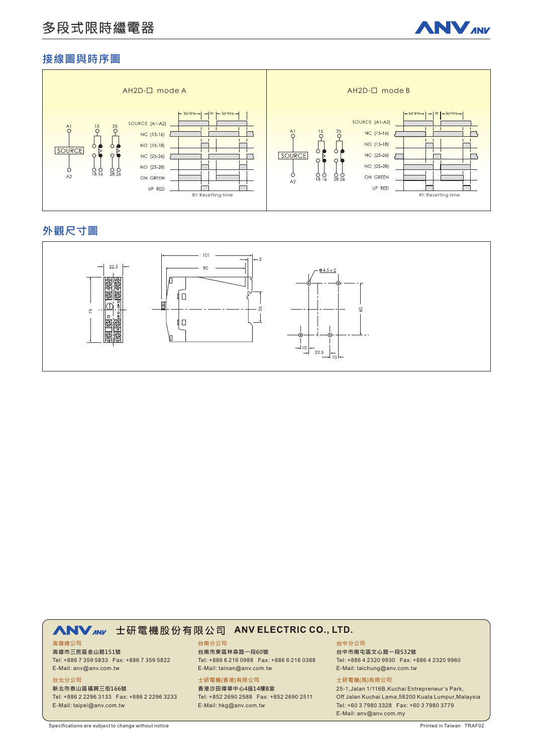## 接線圖與時序圖

AH2D-☐ mode A

A1
15
25
SOURCE
A2
18 16
28 26

Set time
Rt
Set time
SOURCE (A1-A2)
NC (15-16)
NO (15-18)
NC (25-26)
NO (25-28)
ON GREEN
UP RED
Rt: Resetting time

AH2D-☐ mode B

A1
15
25
SOURCE
A2
18 16
28 26

Set time
Rt
Set time
SOURCE (A1-A2)
NC (15-16)
NO (15-18)
NC (25-26)
NO (25-28)
ON GREEN
UP RED
Rt: Resetting time

## 外觀尺寸圖

22.5
75
101
90
5
35
Φ4.5×2
60
10
22.5
10

---

**ANV 士研電機股份有限公司 ANV ELECTRIC CO., LTD.**

高雄總公司
高雄市三民區金山路151號
Tel: +886 7 359 5833 Fax: +886 7 359 5822
E-Mail: anv@anv.com.tw

台南分公司
台南市東區林森路一段60號
Tel: +886 6 216 0988 Fax: +886 6 216 0388
E-Mail: tainan@anv.com.tw

台中分公司
台中市南屯區文心路一段532號
Tel: +886 4 2320 9930 Fax: +886 4 2320 9960
E-Mail: taichung@anv.com.tw

台北分公司
新北市泰山區福興三街166號
Tel: +886 2 2296 3133 Fax: +886 2 2296 3233
E-Mail: taipei@anv.com.tw

士研電機(香港)有限公司
香港沙田偉華中心4座14樓B室
Tel: +852 2690 2588 Fax: +852 2690 2511
E-Mail: hkg@anv.com.tw

士研電機(馬)有限公司
25-1,Jalan 1/116B,Kuchai Entrepreneur's Park,
Off Jalan Kuchai Lama,58200 Kuala Lumpur,Malaysia
Tel: +60 3 7980 3328 Fax: +60 3 7980 3779
E-Mail: anv@anv.com.my

Specifications are subject to change without notice

Printed in Taiwan TRAF02